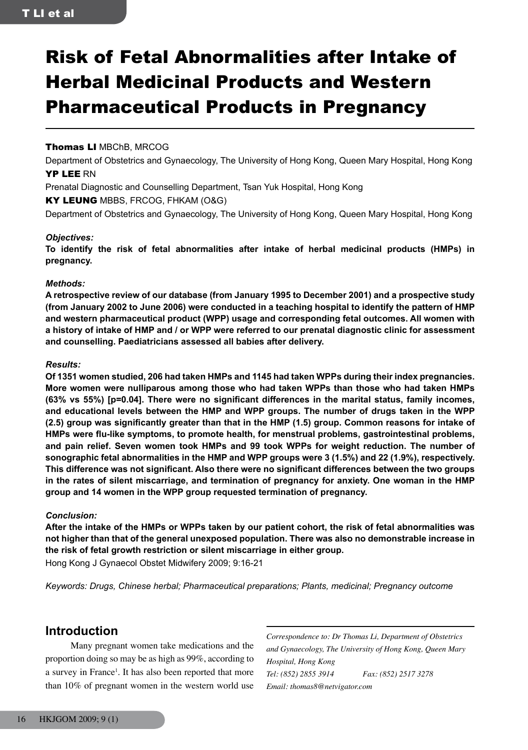# Risk of Fetal Abnormalities after Intake of Herbal Medicinal Products and Western Pharmaceutical Products in Pregnancy

**Thomas LI** MBChB, MRCOG

Department of Obstetrics and Gynaecology, The University of Hong Kong, Queen Mary Hospital, Hong Kong

**YP LEE** RN

Prenatal Diagnostic and Counselling Department, Tsan Yuk Hospital, Hong Kong

**KY LEUNG** MBBS, FRCOG, FHKAM (O&G)

Department of Obstetrics and Gynaecology, The University of Hong Kong, Queen Mary Hospital, Hong Kong

***Objectives:***

**To identify the risk of fetal abnormalities after intake of herbal medicinal products (HMPs) in pregnancy.**

***Methods:***

**A retrospective review of our database (from January 1995 to December 2001) and a prospective study (from January 2002 to June 2006) were conducted in a teaching hospital to identify the pattern of HMP and western pharmaceutical product (WPP) usage and corresponding fetal outcomes. All women with a history of intake of HMP and / or WPP were referred to our prenatal diagnostic clinic for assessment and counselling. Paediatricians assessed all babies after delivery.**

***Results:***

**Of 1351 women studied, 206 had taken HMPs and 1145 had taken WPPs during their index pregnancies. More women were nulliparous among those who had taken WPPs than those who had taken HMPs (63% vs 55%) [p=0.04]. There were no significant differences in the marital status, family incomes, and educational levels between the HMP and WPP groups. The number of drugs taken in the WPP (2.5) group was significantly greater than that in the HMP (1.5) group. Common reasons for intake of HMPs were flu-like symptoms, to promote health, for menstrual problems, gastrointestinal problems, and pain relief. Seven women took HMPs and 99 took WPPs for weight reduction. The number of sonographic fetal abnormalities in the HMP and WPP groups were 3 (1.5%) and 22 (1.9%), respectively. This difference was not significant. Also there were no significant differences between the two groups in the rates of silent miscarriage, and termination of pregnancy for anxiety. One woman in the HMP group and 14 women in the WPP group requested termination of pregnancy.**

***Conclusion:***

**After the intake of the HMPs or WPPs taken by our patient cohort, the risk of fetal abnormalities was not higher than that of the general unexposed population. There was also no demonstrable increase in the risk of fetal growth restriction or silent miscarriage in either group.**

Hong Kong J Gynaecol Obstet Midwifery 2009; 9:16-21

*Keywords: Drugs, Chinese herbal; Pharmaceutical preparations; Plants, medicinal; Pregnancy outcome*

## Introduction

Many pregnant women take medications and the proportion doing so may be as high as 99%, according to a survey in France[1]. It has also been reported that more than 10% of pregnant women in the western world use

*Correspondence to: Dr Thomas Li, Department of Obstetrics and Gynaecology, The University of Hong Kong, Queen Mary Hospital, Hong Kong*

*Tel: (852) 2855 3914 Fax: (852) 2517 3278*

*Email: thomas8@netvigator.com*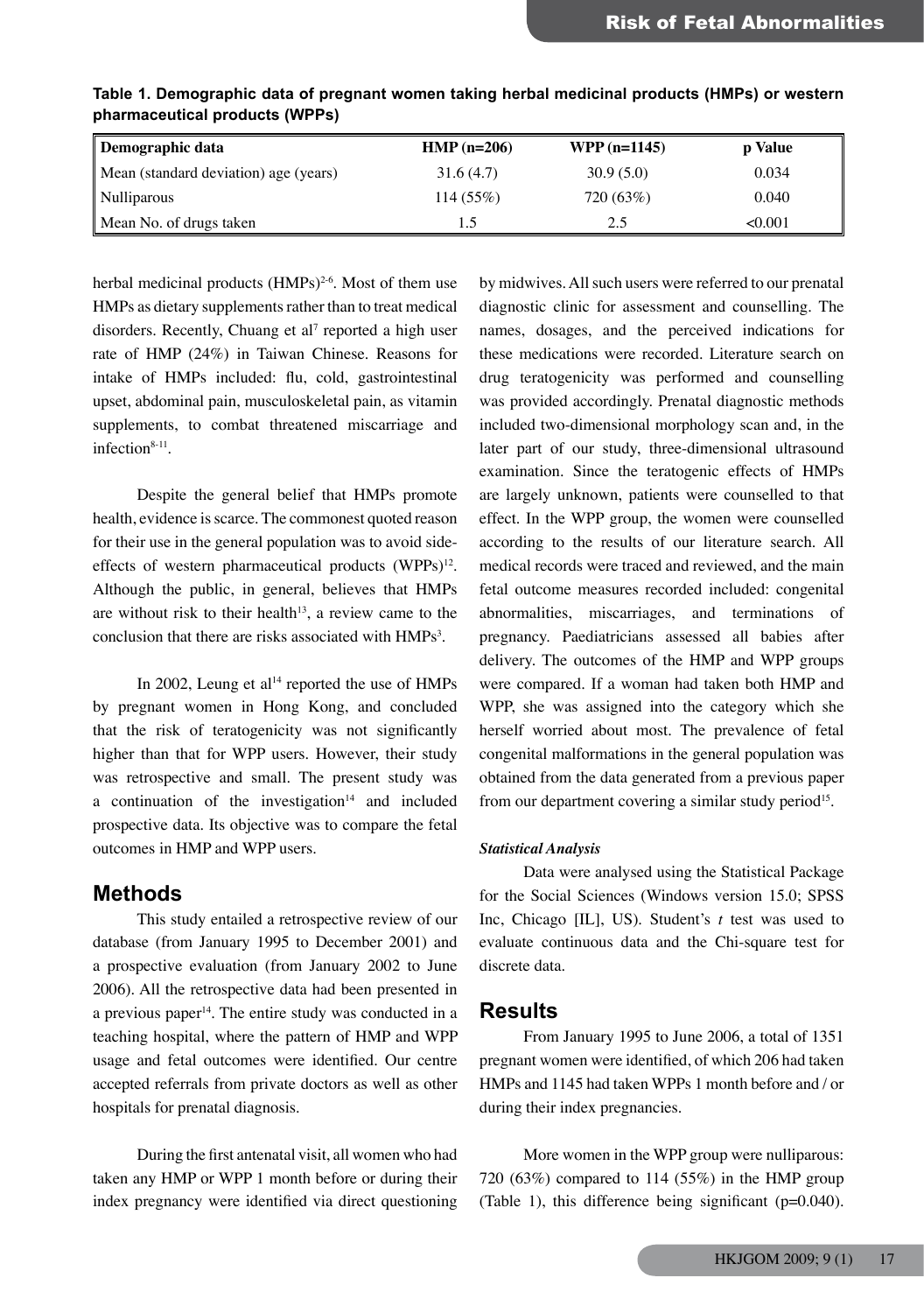**Table 1. Demographic data of pregnant women taking herbal medicinal products (HMPs) or western pharmaceutical products (WPPs)**

| Demographic data | HMP (n=206) | WPP (n=1145) | p Value |
|---|---|---|---|
| Mean (standard deviation) age (years) | 31.6 (4.7) | 30.9 (5.0) | 0.034 |
| Nulliparous | 114 (55%) | 720 (63%) | 0.040 |
| Mean No. of drugs taken | 1.5 | 2.5 | <0.001 |

herbal medicinal products (HMPs)[2-6]. Most of them use HMPs as dietary supplements rather than to treat medical disorders. Recently, Chuang et al[7] reported a high user rate of HMP (24%) in Taiwan Chinese. Reasons for intake of HMPs included: flu, cold, gastrointestinal upset, abdominal pain, musculoskeletal pain, as vitamin supplements, to combat threatened miscarriage and infection[8-11].

Despite the general belief that HMPs promote health, evidence is scarce. The commonest quoted reason for their use in the general population was to avoid side-effects of western pharmaceutical products (WPPs)[12]. Although the public, in general, believes that HMPs are without risk to their health[13], a review came to the conclusion that there are risks associated with HMPs[3].

In 2002, Leung et al[14] reported the use of HMPs by pregnant women in Hong Kong, and concluded that the risk of teratogenicity was not significantly higher than that for WPP users. However, their study was retrospective and small. The present study was a continuation of the investigation[14] and included prospective data. Its objective was to compare the fetal outcomes in HMP and WPP users.

## Methods

This study entailed a retrospective review of our database (from January 1995 to December 2001) and a prospective evaluation (from January 2002 to June 2006). All the retrospective data had been presented in a previous paper[14]. The entire study was conducted in a teaching hospital, where the pattern of HMP and WPP usage and fetal outcomes were identified. Our centre accepted referrals from private doctors as well as other hospitals for prenatal diagnosis.

During the first antenatal visit, all women who had taken any HMP or WPP 1 month before or during their index pregnancy were identified via direct questioning by midwives. All such users were referred to our prenatal diagnostic clinic for assessment and counselling. The names, dosages, and the perceived indications for these medications were recorded. Literature search on drug teratogenicity was performed and counselling was provided accordingly. Prenatal diagnostic methods included two-dimensional morphology scan and, in the later part of our study, three-dimensional ultrasound examination. Since the teratogenic effects of HMPs are largely unknown, patients were counselled to that effect. In the WPP group, the women were counselled according to the results of our literature search. All medical records were traced and reviewed, and the main fetal outcome measures recorded included: congenital abnormalities, miscarriages, and terminations of pregnancy. Paediatricians assessed all babies after delivery. The outcomes of the HMP and WPP groups were compared. If a woman had taken both HMP and WPP, she was assigned into the category which she herself worried about most. The prevalence of fetal congenital malformations in the general population was obtained from the data generated from a previous paper from our department covering a similar study period[15].

### *Statistical Analysis*

Data were analysed using the Statistical Package for the Social Sciences (Windows version 15.0; SPSS Inc, Chicago [IL], US). Student's *t* test was used to evaluate continuous data and the Chi-square test for discrete data.

## Results

From January 1995 to June 2006, a total of 1351 pregnant women were identified, of which 206 had taken HMPs and 1145 had taken WPPs 1 month before and / or during their index pregnancies.

More women in the WPP group were nulliparous: 720 (63%) compared to 114 (55%) in the HMP group (Table 1), this difference being significant (p=0.040).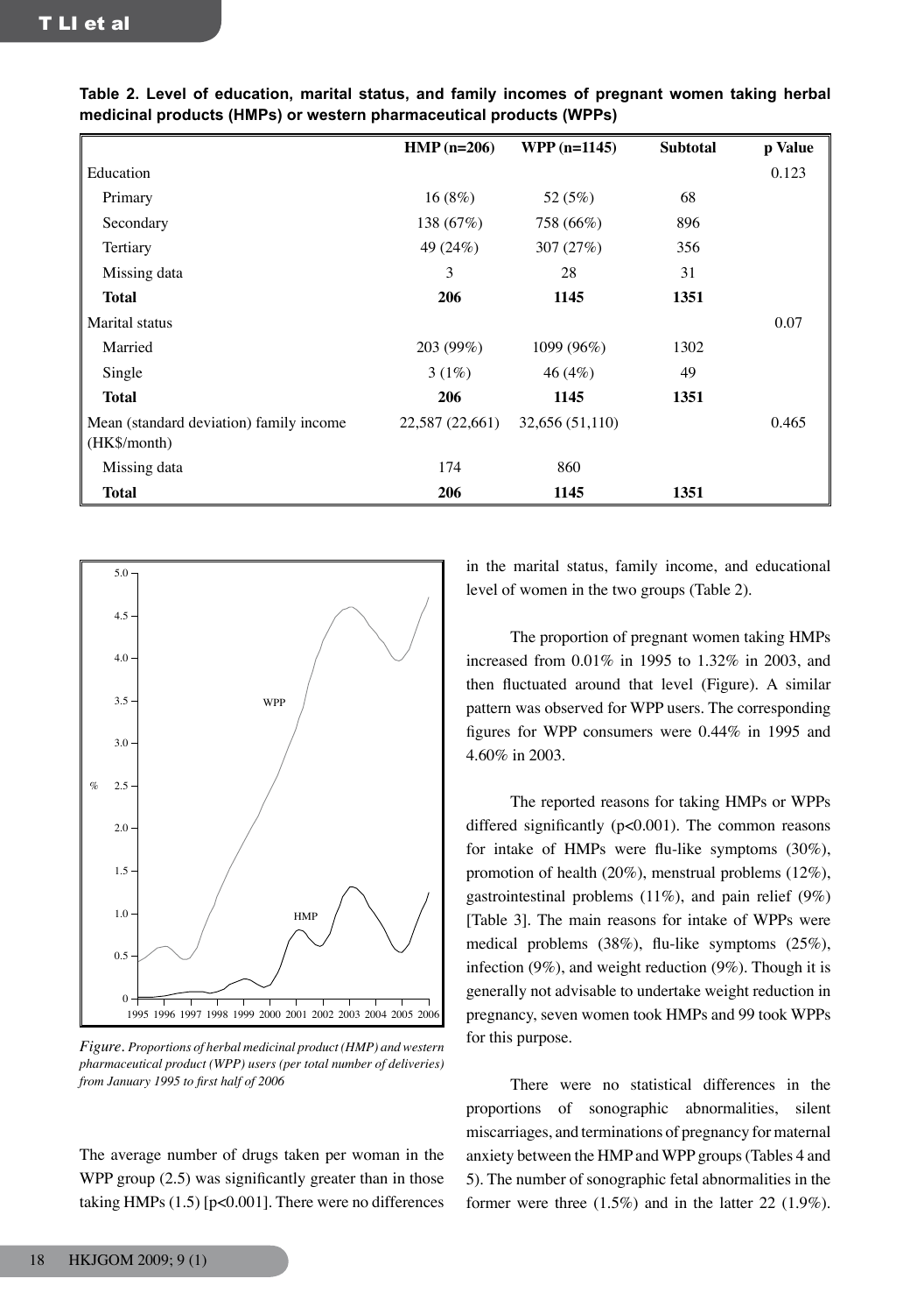**Table 2. Level of education, marital status, and family incomes of pregnant women taking herbal medicinal products (HMPs) or western pharmaceutical products (WPPs)**

| | HMP (n=206) | WPP (n=1145) | Subtotal | p Value |
|---|---|---|---|---|
| Education | | | | 0.123 |
| Primary | 16 (8%) | 52 (5%) | 68 | |
| Secondary | 138 (67%) | 758 (66%) | 896 | |
| Tertiary | 49 (24%) | 307 (27%) | 356 | |
| Missing data | 3 | 28 | 31 | |
| **Total** | **206** | **1145** | **1351** | |
| Marital status | | | | 0.07 |
| Married | 203 (99%) | 1099 (96%) | 1302 | |
| Single | 3 (1%) | 46 (4%) | 49 | |
| **Total** | **206** | **1145** | **1351** | |
| Mean (standard deviation) family income (HK$/month) | 22,587 (22,661) | 32,656 (51,110) | | 0.465 |
| Missing data | 174 | 860 | | |
| **Total** | **206** | **1145** | **1351** | |

*Figure. Proportions of herbal medicinal product (HMP) and western pharmaceutical product (WPP) users (per total number of deliveries) from January 1995 to first half of 2006*

The average number of drugs taken per woman in the WPP group (2.5) was significantly greater than in those taking HMPs (1.5) [$p<0.001$]. There were no differences in the marital status, family income, and educational level of women in the two groups (Table 2).

The proportion of pregnant women taking HMPs increased from 0.01% in 1995 to 1.32% in 2003, and then fluctuated around that level (Figure). A similar pattern was observed for WPP users. The corresponding figures for WPP consumers were 0.44% in 1995 and 4.60% in 2003.

The reported reasons for taking HMPs or WPPs differed significantly ($p<0.001$). The common reasons for intake of HMPs were flu-like symptoms (30%), promotion of health (20%), menstrual problems (12%), gastrointestinal problems (11%), and pain relief (9%) [Table 3]. The main reasons for intake of WPPs were medical problems (38%), flu-like symptoms (25%), infection (9%), and weight reduction (9%). Though it is generally not advisable to undertake weight reduction in pregnancy, seven women took HMPs and 99 took WPPs for this purpose.

There were no statistical differences in the proportions of sonographic abnormalities, silent miscarriages, and terminations of pregnancy for maternal anxiety between the HMP and WPP groups (Tables 4 and 5). The number of sonographic fetal abnormalities in the former were three (1.5%) and in the latter 22 (1.9%).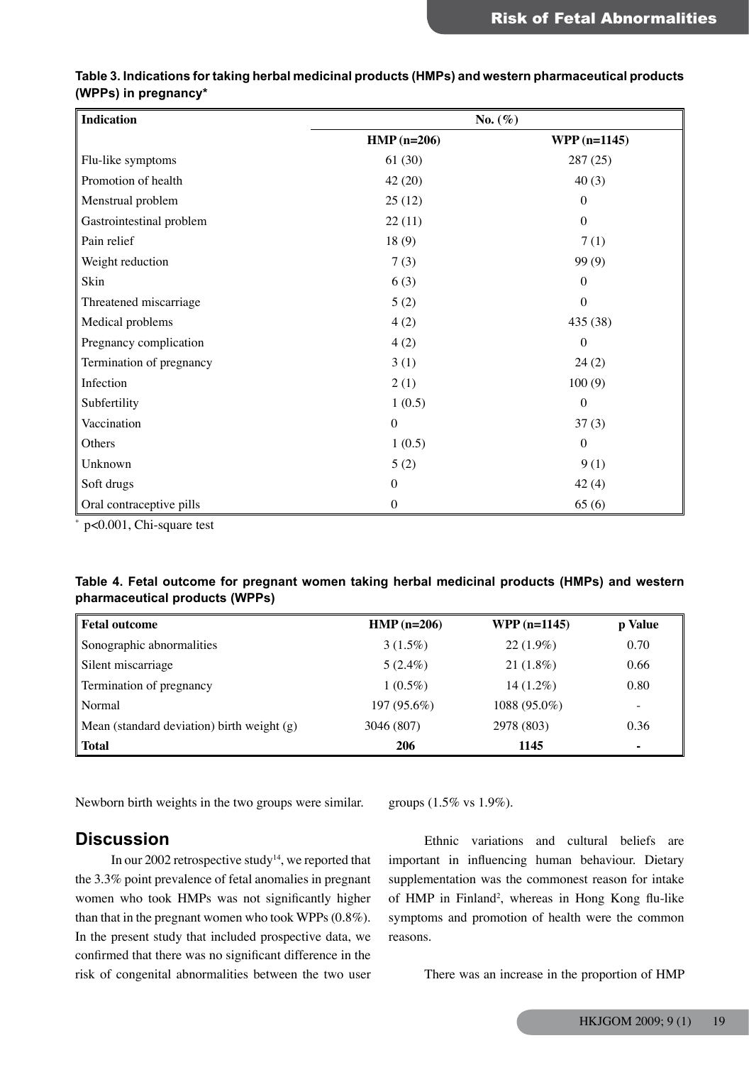**Table 3. Indications for taking herbal medicinal products (HMPs) and western pharmaceutical products (WPPs) in pregnancy***

| Indication | No. (%) | |
|---|---|---|
| | HMP (n=206) | WPP (n=1145) |
| Flu-like symptoms | 61 (30) | 287 (25) |
| Promotion of health | 42 (20) | 40 (3) |
| Menstrual problem | 25 (12) | 0 |
| Gastrointestinal problem | 22 (11) | 0 |
| Pain relief | 18 (9) | 7 (1) |
| Weight reduction | 7 (3) | 99 (9) |
| Skin | 6 (3) | 0 |
| Threatened miscarriage | 5 (2) | 0 |
| Medical problems | 4 (2) | 435 (38) |
| Pregnancy complication | 4 (2) | 0 |
| Termination of pregnancy | 3 (1) | 24 (2) |
| Infection | 2 (1) | 100 (9) |
| Subfertility | 1 (0.5) | 0 |
| Vaccination | 0 | 37 (3) |
| Others | 1 (0.5) | 0 |
| Unknown | 5 (2) | 9 (1) |
| Soft drugs | 0 | 42 (4) |
| Oral contraceptive pills | 0 | 65 (6) |

* $p<0.001$, Chi-square test

**Table 4. Fetal outcome for pregnant women taking herbal medicinal products (HMPs) and western pharmaceutical products (WPPs)**

| Fetal outcome | HMP (n=206) | WPP (n=1145) | p Value |
|---|---|---|---|
| Sonographic abnormalities | 3 (1.5%) | 22 (1.9%) | 0.70 |
| Silent miscarriage | 5 (2.4%) | 21 (1.8%) | 0.66 |
| Termination of pregnancy | 1 (0.5%) | 14 (1.2%) | 0.80 |
| Normal | 197 (95.6%) | 1088 (95.0%) | - |
| Mean (standard deviation) birth weight (g) | 3046 (807) | 2978 (803) | 0.36 |
| **Total** | **206** | **1145** | **-** |

Newborn birth weights in the two groups were similar.

## Discussion

In our 2002 retrospective study[14], we reported that the 3.3% point prevalence of fetal anomalies in pregnant women who took HMPs was not significantly higher than that in the pregnant women who took WPPs (0.8%). In the present study that included prospective data, we confirmed that there was no significant difference in the risk of congenital abnormalities between the two user groups (1.5% vs 1.9%).

Ethnic variations and cultural beliefs are important in influencing human behaviour. Dietary supplementation was the commonest reason for intake of HMP in Finland[2], whereas in Hong Kong flu-like symptoms and promotion of health were the common reasons.

There was an increase in the proportion of HMP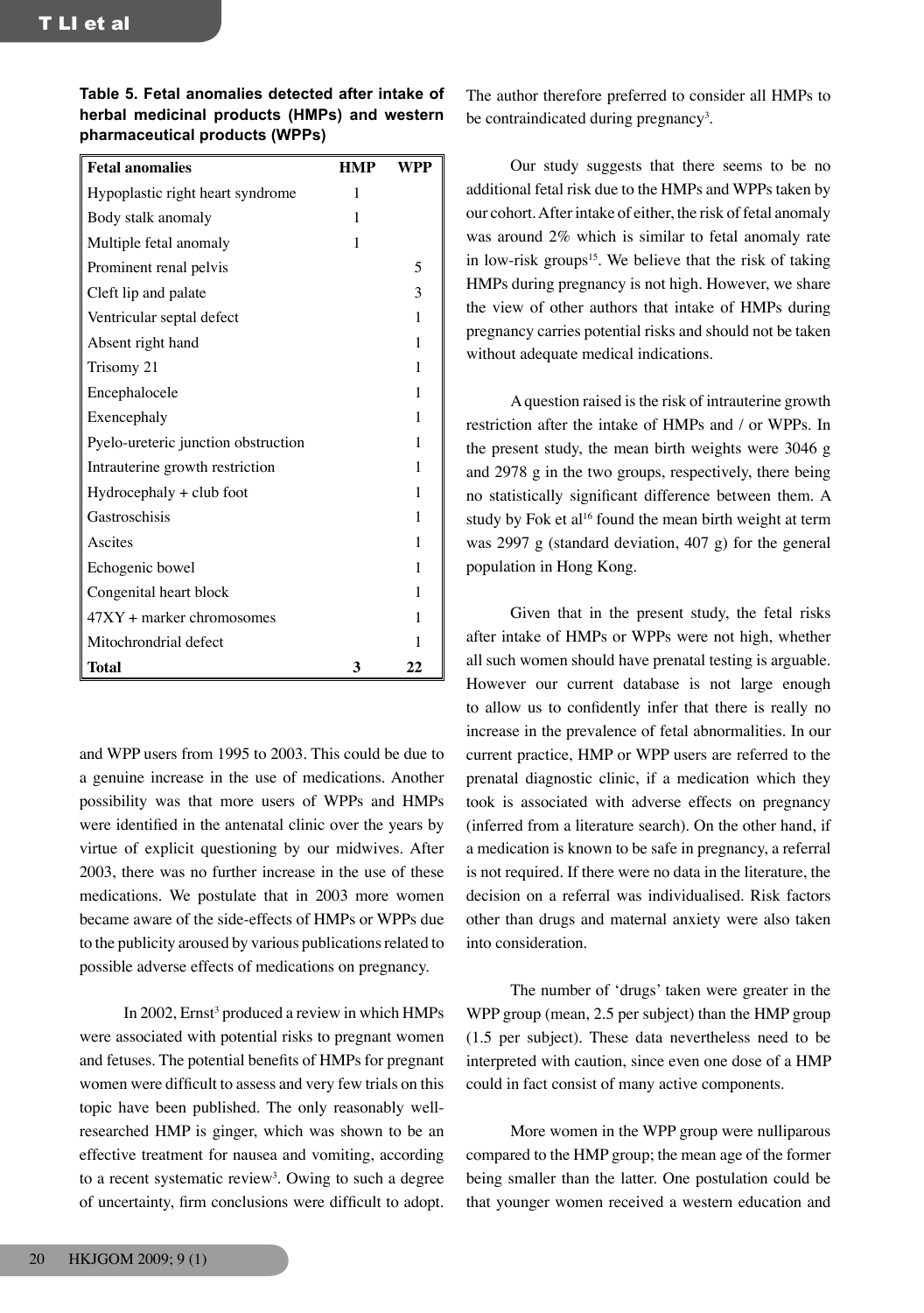**Table 5. Fetal anomalies detected after intake of herbal medicinal products (HMPs) and western pharmaceutical products (WPPs)**

| Fetal anomalies | HMP | WPP |
|---|---|---|
| Hypoplastic right heart syndrome | 1 | |
| Body stalk anomaly | 1 | |
| Multiple fetal anomaly | 1 | |
| Prominent renal pelvis | | 5 |
| Cleft lip and palate | | 3 |
| Ventricular septal defect | | 1 |
| Absent right hand | | 1 |
| Trisomy 21 | | 1 |
| Encephalocele | | 1 |
| Exencephaly | | 1 |
| Pyelo-ureteric junction obstruction | | 1 |
| Intrauterine growth restriction | | 1 |
| Hydrocephaly + club foot | | 1 |
| Gastroschisis | | 1 |
| Ascites | | 1 |
| Echogenic bowel | | 1 |
| Congenital heart block | | 1 |
| 47XY + marker chromosomes | | 1 |
| Mitochrondrial defect | | 1 |
| **Total** | **3** | **22** |

and WPP users from 1995 to 2003. This could be due to a genuine increase in the use of medications. Another possibility was that more users of WPPs and HMPs were identified in the antenatal clinic over the years by virtue of explicit questioning by our midwives. After 2003, there was no further increase in the use of these medications. We postulate that in 2003 more women became aware of the side-effects of HMPs or WPPs due to the publicity aroused by various publications related to possible adverse effects of medications on pregnancy.

In 2002, Ernst[3] produced a review in which HMPs were associated with potential risks to pregnant women and fetuses. The potential benefits of HMPs for pregnant women were difficult to assess and very few trials on this topic have been published. The only reasonably well-researched HMP is ginger, which was shown to be an effective treatment for nausea and vomiting, according to a recent systematic review[3]. Owing to such a degree of uncertainty, firm conclusions were difficult to adopt. The author therefore preferred to consider all HMPs to be contraindicated during pregnancy[3].

Our study suggests that there seems to be no additional fetal risk due to the HMPs and WPPs taken by our cohort. After intake of either, the risk of fetal anomaly was around 2% which is similar to fetal anomaly rate in low-risk groups[15]. We believe that the risk of taking HMPs during pregnancy is not high. However, we share the view of other authors that intake of HMPs during pregnancy carries potential risks and should not be taken without adequate medical indications.

A question raised is the risk of intrauterine growth restriction after the intake of HMPs and / or WPPs. In the present study, the mean birth weights were 3046 g and 2978 g in the two groups, respectively, there being no statistically significant difference between them. A study by Fok et al[16] found the mean birth weight at term was 2997 g (standard deviation, 407 g) for the general population in Hong Kong.

Given that in the present study, the fetal risks after intake of HMPs or WPPs were not high, whether all such women should have prenatal testing is arguable. However our current database is not large enough to allow us to confidently infer that there is really no increase in the prevalence of fetal abnormalities. In our current practice, HMP or WPP users are referred to the prenatal diagnostic clinic, if a medication which they took is associated with adverse effects on pregnancy (inferred from a literature search). On the other hand, if a medication is known to be safe in pregnancy, a referral is not required. If there were no data in the literature, the decision on a referral was individualised. Risk factors other than drugs and maternal anxiety were also taken into consideration.

The number of 'drugs' taken were greater in the WPP group (mean, 2.5 per subject) than the HMP group (1.5 per subject). These data nevertheless need to be interpreted with caution, since even one dose of a HMP could in fact consist of many active components.

More women in the WPP group were nulliparous compared to the HMP group; the mean age of the former being smaller than the latter. One postulation could be that younger women received a western education and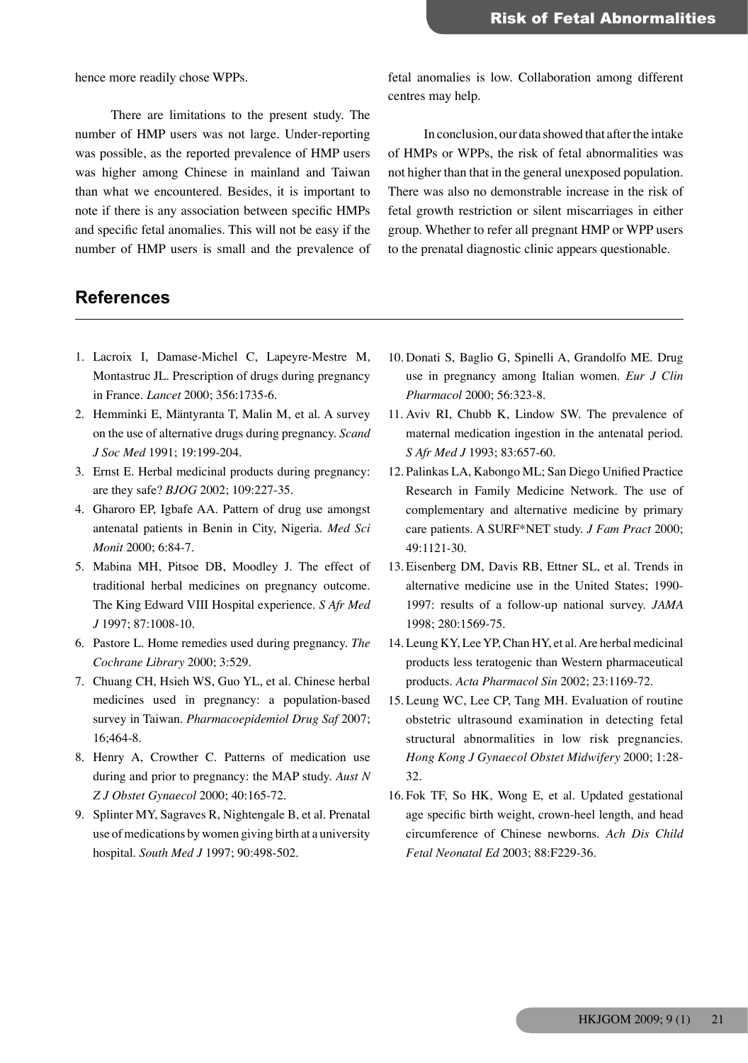hence more readily chose WPPs.

There are limitations to the present study. The number of HMP users was not large. Under-reporting was possible, as the reported prevalence of HMP users was higher among Chinese in mainland and Taiwan than what we encountered. Besides, it is important to note if there is any association between specific HMPs and specific fetal anomalies. This will not be easy if the number of HMP users is small and the prevalence of fetal anomalies is low. Collaboration among different centres may help.

In conclusion, our data showed that after the intake of HMPs or WPPs, the risk of fetal abnormalities was not higher than that in the general unexposed population. There was also no demonstrable increase in the risk of fetal growth restriction or silent miscarriages in either group. Whether to refer all pregnant HMP or WPP users to the prenatal diagnostic clinic appears questionable.

## References

1. Lacroix I, Damase-Michel C, Lapeyre-Mestre M, Montastruc JL. Prescription of drugs during pregnancy in France. *Lancet* 2000; 356:1735-6.
2. Hemminki E, Mäntyranta T, Malin M, et al. A survey on the use of alternative drugs during pregnancy. *Scand J Soc Med* 1991; 19:199-204.
3. Ernst E. Herbal medicinal products during pregnancy: are they safe? *BJOG* 2002; 109:227-35.
4. Gharoro EP, Igbafe AA. Pattern of drug use amongst antenatal patients in Benin in City, Nigeria. *Med Sci Monit* 2000; 6:84-7.
5. Mabina MH, Pitsoe DB, Moodley J. The effect of traditional herbal medicines on pregnancy outcome. The King Edward VIII Hospital experience. *S Afr Med J* 1997; 87:1008-10.
6. Pastore L. Home remedies used during pregnancy. *The Cochrane Library* 2000; 3:529.
7. Chuang CH, Hsieh WS, Guo YL, et al. Chinese herbal medicines used in pregnancy: a population-based survey in Taiwan. *Pharmacoepidemiol Drug Saf* 2007; 16;464-8.
8. Henry A, Crowther C. Patterns of medication use during and prior to pregnancy: the MAP study. *Aust N Z J Obstet Gynaecol* 2000; 40:165-72.
9. Splinter MY, Sagraves R, Nightengale B, et al. Prenatal use of medications by women giving birth at a university hospital. *South Med J* 1997; 90:498-502.
10. Donati S, Baglio G, Spinelli A, Grandolfo ME. Drug use in pregnancy among Italian women. *Eur J Clin Pharmacol* 2000; 56:323-8.
11. Aviv RI, Chubb K, Lindow SW. The prevalence of maternal medication ingestion in the antenatal period. *S Afr Med J* 1993; 83:657-60.
12. Palinkas LA, Kabongo ML; San Diego Unified Practice Research in Family Medicine Network. The use of complementary and alternative medicine by primary care patients. A SURF*NET study. *J Fam Pract* 2000; 49:1121-30.
13. Eisenberg DM, Davis RB, Ettner SL, et al. Trends in alternative medicine use in the United States; 1990-1997: results of a follow-up national survey. *JAMA* 1998; 280:1569-75.
14. Leung KY, Lee YP, Chan HY, et al. Are herbal medicinal products less teratogenic than Western pharmaceutical products. *Acta Pharmacol Sin* 2002; 23:1169-72.
15. Leung WC, Lee CP, Tang MH. Evaluation of routine obstetric ultrasound examination in detecting fetal structural abnormalities in low risk pregnancies. *Hong Kong J Gynaecol Obstet Midwifery* 2000; 1:28-32.
16. Fok TF, So HK, Wong E, et al. Updated gestational age specific birth weight, crown-heel length, and head circumference of Chinese newborns. *Ach Dis Child Fetal Neonatal Ed* 2003; 88:F229-36.